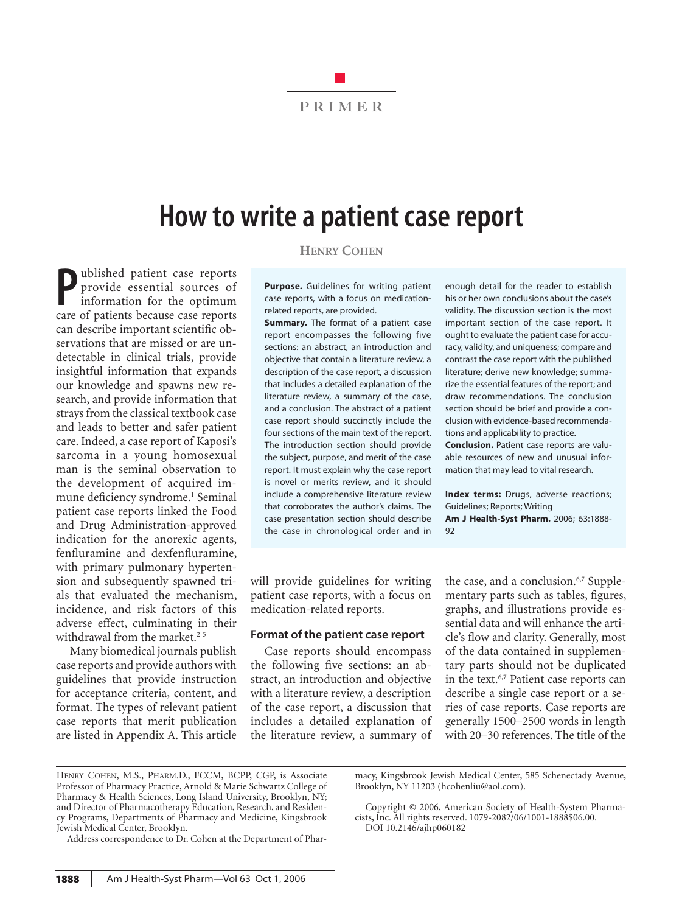PRIMER

# How to write a patient case report

HENRY COHEN

**Purpose.** Guidelines for writing patient case reports, with a focus on medication-related reports, are provided.

**Summary.** The format of a patient case report encompasses the following five sections: an abstract, an introduction and objective that contain a literature review, a description of the case report, a discussion that includes a detailed explanation of the literature review, a summary of the case, and a conclusion. The abstract of a patient case report should succinctly include the four sections of the main text of the report. The introduction section should provide the subject, purpose, and merit of the case report. It must explain why the case report is novel or merits review, and it should include a comprehensive literature review that corroborates the author's claims. The case presentation section should describe the case in chronological order and in enough detail for the reader to establish his or her own conclusions about the case's validity. The discussion section is the most important section of the case report. It ought to evaluate the patient case for accuracy, validity, and uniqueness; compare and contrast the case report with the published literature; derive new knowledge; summarize the essential features of the report; and draw recommendations. The conclusion section should be brief and provide a conclusion with evidence-based recommendations and applicability to practice.

**Conclusion.** Patient case reports are valuable resources of new and unusual information that may lead to vital research.

**Index terms:** Drugs, adverse reactions; Guidelines; Reports; Writing

**Am J Health-Syst Pharm.** 2006; 63:1888-92

Published patient case reports provide essential sources of information for the optimum care of patients because case reports can describe important scientific observations that are missed or are undetectable in clinical trials, provide insightful information that expands our knowledge and spawns new research, and provide information that strays from the classical textbook case and leads to better and safer patient care. Indeed, a case report of Kaposi's sarcoma in a young homosexual man is the seminal observation to the development of acquired immune deficiency syndrome.[1] Seminal patient case reports linked the Food and Drug Administration-approved indication for the anorexic agents, fenfluramine and dexfenfluramine, with primary pulmonary hypertension and subsequently spawned trials that evaluated the mechanism, incidence, and risk factors of this adverse effect, culminating in their withdrawal from the market.[2-5]

Many biomedical journals publish case reports and provide authors with guidelines that provide instruction for acceptance criteria, content, and format. The types of relevant patient case reports that merit publication are listed in Appendix A. This article will provide guidelines for writing patient case reports, with a focus on medication-related reports.

## Format of the patient case report

Case reports should encompass the following five sections: an abstract, an introduction and objective with a literature review, a description of the case report, a discussion that includes a detailed explanation of the literature review, a summary of the case, and a conclusion.[6,7] Supplementary parts such as tables, figures, graphs, and illustrations provide essential data and will enhance the article's flow and clarity. Generally, most of the data contained in supplementary parts should not be duplicated in the text.[6,7] Patient case reports can describe a single case report or a series of case reports. Case reports are generally 1500–2500 words in length with 20–30 references. The title of the

HENRY COHEN, M.S., PHARM.D., FCCM, BCPP, CGP, is Associate Professor of Pharmacy Practice, Arnold & Marie Schwartz College of Pharmacy & Health Sciences, Long Island University, Brooklyn, NY; and Director of Pharmacotherapy Education, Research, and Residency Programs, Departments of Pharmacy and Medicine, Kingsbrook Jewish Medical Center, Brooklyn.

Address correspondence to Dr. Cohen at the Department of Pharmacy, Kingsbrook Jewish Medical Center, 585 Schenectady Avenue, Brooklyn, NY 11203 (hcohenliu@aol.com).

Copyright © 2006, American Society of Health-System Pharmacists, Inc. All rights reserved. 1079-2082/06/1001-1888$06.00.
DOI 10.2146/ajhp060182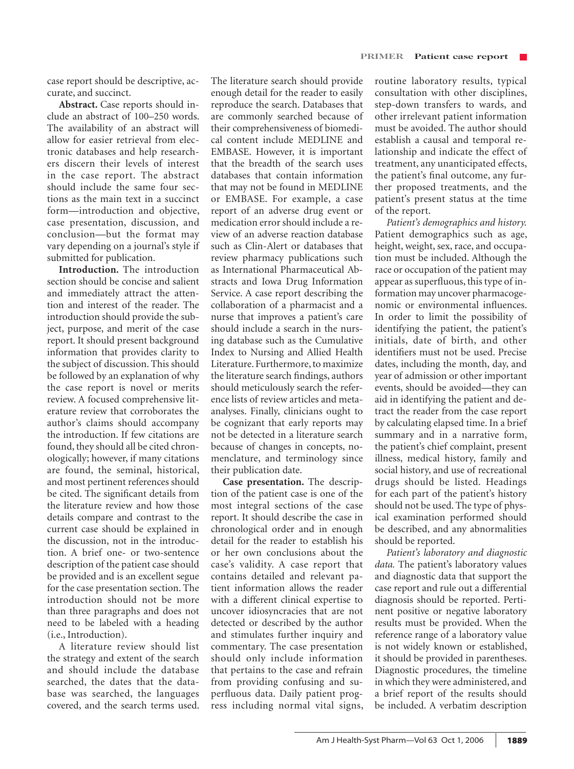case report should be descriptive, accurate, and succinct.

**Abstract.** Case reports should include an abstract of 100–250 words. The availability of an abstract will allow for easier retrieval from electronic databases and help researchers discern their levels of interest in the case report. The abstract should include the same four sections as the main text in a succinct form—introduction and objective, case presentation, discussion, and conclusion—but the format may vary depending on a journal's style if submitted for publication.

**Introduction.** The introduction section should be concise and salient and immediately attract the attention and interest of the reader. The introduction should provide the subject, purpose, and merit of the case report. It should present background information that provides clarity to the subject of discussion. This should be followed by an explanation of why the case report is novel or merits review. A focused comprehensive literature review that corroborates the author's claims should accompany the introduction. If few citations are found, they should all be cited chronologically; however, if many citations are found, the seminal, historical, and most pertinent references should be cited. The significant details from the literature review and how these details compare and contrast to the current case should be explained in the discussion, not in the introduction. A brief one- or two-sentence description of the patient case should be provided and is an excellent segue for the case presentation section. The introduction should not be more than three paragraphs and does not need to be labeled with a heading (i.e., Introduction).

A literature review should list the strategy and extent of the search and should include the database searched, the dates that the database was searched, the languages covered, and the search terms used. The literature search should provide enough detail for the reader to easily reproduce the search. Databases that are commonly searched because of their comprehensiveness of biomedical content include MEDLINE and EMBASE. However, it is important that the breadth of the search uses databases that contain information that may not be found in MEDLINE or EMBASE. For example, a case report of an adverse drug event or medication error should include a review of an adverse reaction database such as Clin-Alert or databases that review pharmacy publications such as International Pharmaceutical Abstracts and Iowa Drug Information Service. A case report describing the collaboration of a pharmacist and a nurse that improves a patient's care should include a search in the nursing database such as the Cumulative Index to Nursing and Allied Health Literature. Furthermore, to maximize the literature search findings, authors should meticulously search the reference lists of review articles and meta-analyses. Finally, clinicians ought to be cognizant that early reports may not be detected in a literature search because of changes in concepts, nomenclature, and terminology since their publication date.

**Case presentation.** The description of the patient case is one of the most integral sections of the case report. It should describe the case in chronological order and in enough detail for the reader to establish his or her own conclusions about the case's validity. A case report that contains detailed and relevant patient information allows the reader with a different clinical expertise to uncover idiosyncracies that are not detected or described by the author and stimulates further inquiry and commentary. The case presentation should only include information that pertains to the case and refrain from providing confusing and superfluous data. Daily patient progress including normal vital signs, routine laboratory results, typical consultation with other disciplines, step-down transfers to wards, and other irrelevant patient information must be avoided. The author should establish a causal and temporal relationship and indicate the effect of treatment, any unanticipated effects, the patient's final outcome, any further proposed treatments, and the patient's present status at the time of the report.

*Patient's demographics and history.* Patient demographics such as age, height, weight, sex, race, and occupation must be included. Although the race or occupation of the patient may appear as superfluous, this type of information may uncover pharmacogenomic or environmental influences. In order to limit the possibility of identifying the patient, the patient's initials, date of birth, and other identifiers must not be used. Precise dates, including the month, day, and year of admission or other important events, should be avoided—they can aid in identifying the patient and detract the reader from the case report by calculating elapsed time. In a brief summary and in a narrative form, the patient's chief complaint, present illness, medical history, family and social history, and use of recreational drugs should be listed. Headings for each part of the patient's history should not be used. The type of physical examination performed should be described, and any abnormalities should be reported.

*Patient's laboratory and diagnostic data.* The patient's laboratory values and diagnostic data that support the case report and rule out a differential diagnosis should be reported. Pertinent positive or negative laboratory results must be provided. When the reference range of a laboratory value is not widely known or established, it should be provided in parentheses. Diagnostic procedures, the timeline in which they were administered, and a brief report of the results should be included. A verbatim description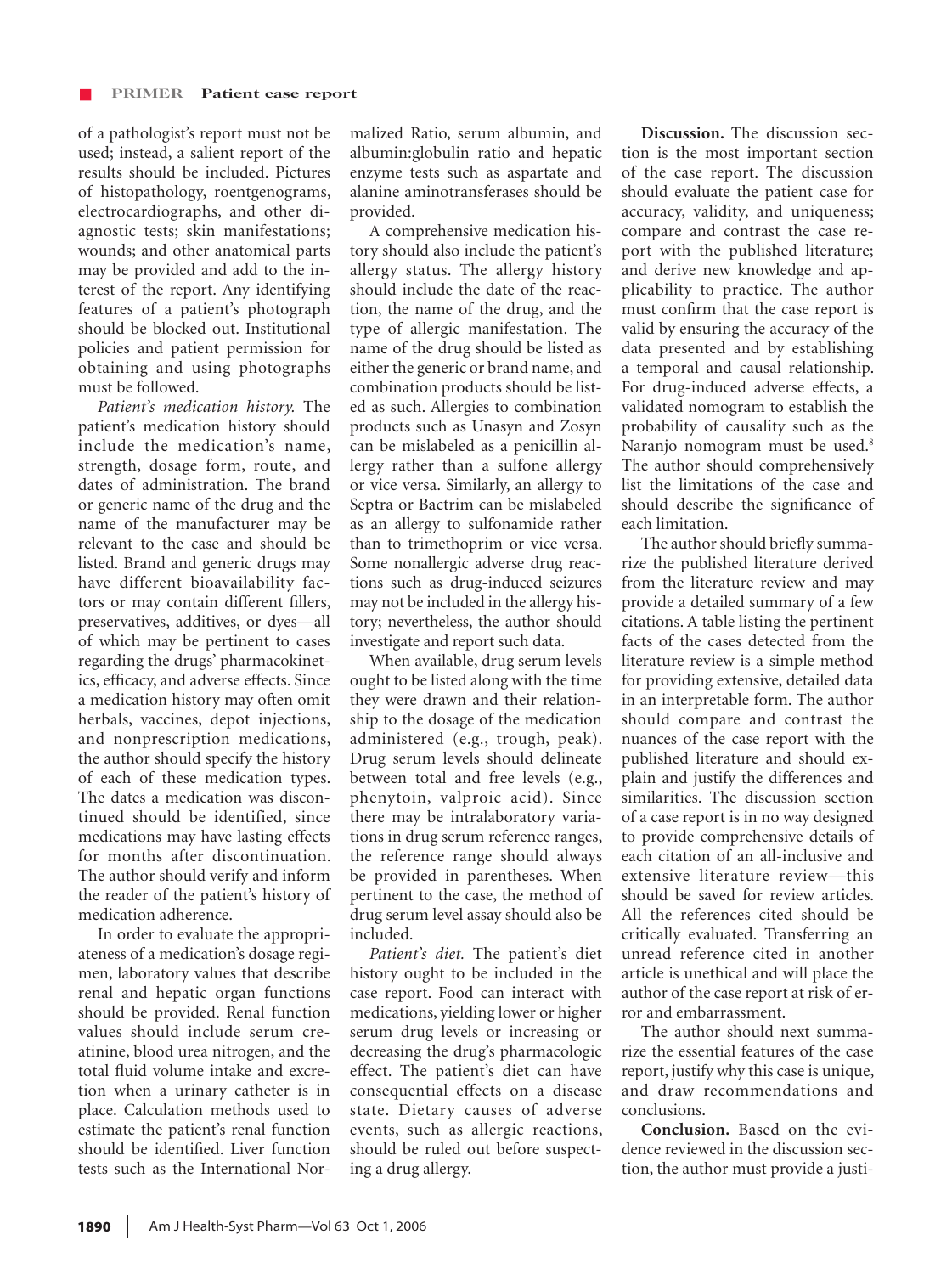of a pathologist's report must not be used; instead, a salient report of the results should be included. Pictures of histopathology, roentgenograms, electrocardiographs, and other diagnostic tests; skin manifestations; wounds; and other anatomical parts may be provided and add to the interest of the report. Any identifying features of a patient's photograph should be blocked out. Institutional policies and patient permission for obtaining and using photographs must be followed.

*Patient's medication history.* The patient's medication history should include the medication's name, strength, dosage form, route, and dates of administration. The brand or generic name of the drug and the name of the manufacturer may be relevant to the case and should be listed. Brand and generic drugs may have different bioavailability factors or may contain different fillers, preservatives, additives, or dyes—all of which may be pertinent to cases regarding the drugs' pharmacokinetics, efficacy, and adverse effects. Since a medication history may often omit herbals, vaccines, depot injections, and nonprescription medications, the author should specify the history of each of these medication types. The dates a medication was discontinued should be identified, since medications may have lasting effects for months after discontinuation. The author should verify and inform the reader of the patient's history of medication adherence.

In order to evaluate the appropriateness of a medication's dosage regimen, laboratory values that describe renal and hepatic organ functions should be provided. Renal function values should include serum creatinine, blood urea nitrogen, and the total fluid volume intake and excretion when a urinary catheter is in place. Calculation methods used to estimate the patient's renal function should be identified. Liver function tests such as the International Normalized Ratio, serum albumin, and albumin:globulin ratio and hepatic enzyme tests such as aspartate and alanine aminotransferases should be provided.

A comprehensive medication history should also include the patient's allergy status. The allergy history should include the date of the reaction, the name of the drug, and the type of allergic manifestation. The name of the drug should be listed as either the generic or brand name, and combination products should be listed as such. Allergies to combination products such as Unasyn and Zosyn can be mislabeled as a penicillin allergy rather than a sulfone allergy or vice versa. Similarly, an allergy to Septra or Bactrim can be mislabeled as an allergy to sulfonamide rather than to trimethoprim or vice versa. Some nonallergic adverse drug reactions such as drug-induced seizures may not be included in the allergy history; nevertheless, the author should investigate and report such data.

When available, drug serum levels ought to be listed along with the time they were drawn and their relationship to the dosage of the medication administered (e.g., trough, peak). Drug serum levels should delineate between total and free levels (e.g., phenytoin, valproic acid). Since there may be intralaboratory variations in drug serum reference ranges, the reference range should always be provided in parentheses. When pertinent to the case, the method of drug serum level assay should also be included.

*Patient's diet.* The patient's diet history ought to be included in the case report. Food can interact with medications, yielding lower or higher serum drug levels or increasing or decreasing the drug's pharmacologic effect. The patient's diet can have consequential effects on a disease state. Dietary causes of adverse events, such as allergic reactions, should be ruled out before suspecting a drug allergy.

**Discussion.** The discussion section is the most important section of the case report. The discussion should evaluate the patient case for accuracy, validity, and uniqueness; compare and contrast the case report with the published literature; and derive new knowledge and applicability to practice. The author must confirm that the case report is valid by ensuring the accuracy of the data presented and by establishing a temporal and causal relationship. For drug-induced adverse effects, a validated nomogram to establish the probability of causality such as the Naranjo nomogram must be used.[8] The author should comprehensively list the limitations of the case and should describe the significance of each limitation.

The author should briefly summarize the published literature derived from the literature review and may provide a detailed summary of a few citations. A table listing the pertinent facts of the cases detected from the literature review is a simple method for providing extensive, detailed data in an interpretable form. The author should compare and contrast the nuances of the case report with the published literature and should explain and justify the differences and similarities. The discussion section of a case report is in no way designed to provide comprehensive details of each citation of an all-inclusive and extensive literature review—this should be saved for review articles. All the references cited should be critically evaluated. Transferring an unread reference cited in another article is unethical and will place the author of the case report at risk of error and embarrassment.

The author should next summarize the essential features of the case report, justify why this case is unique, and draw recommendations and conclusions.

**Conclusion.** Based on the evidence reviewed in the discussion section, the author must provide a justi-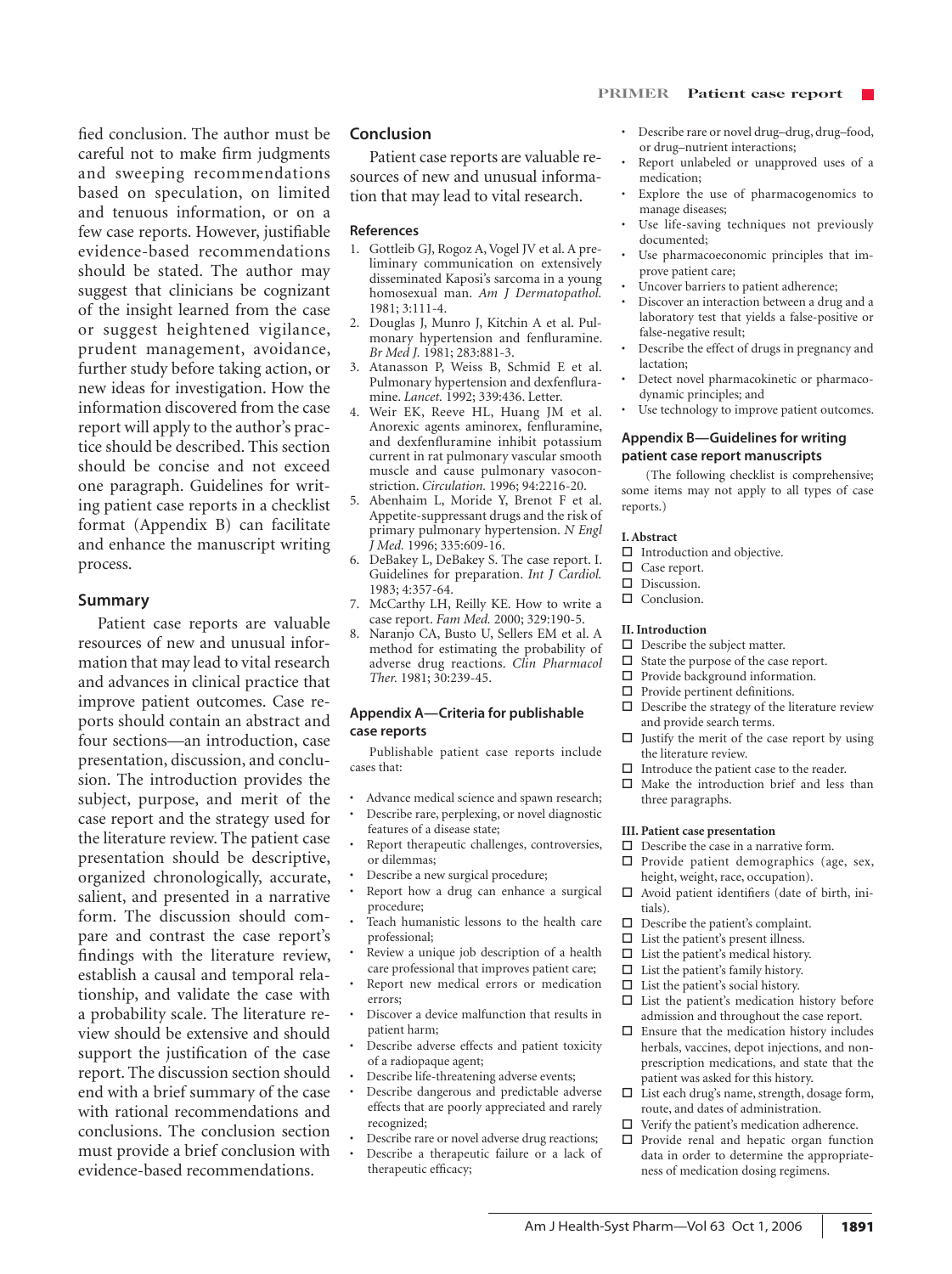fied conclusion. The author must be careful not to make firm judgments and sweeping recommendations based on speculation, on limited and tenuous information, or on a few case reports. However, justifiable evidence-based recommendations should be stated. The author may suggest that clinicians be cognizant of the insight learned from the case or suggest heightened vigilance, prudent management, avoidance, further study before taking action, or new ideas for investigation. How the information discovered from the case report will apply to the author's practice should be described. This section should be concise and not exceed one paragraph. Guidelines for writing patient case reports in a checklist format (Appendix B) can facilitate and enhance the manuscript writing process.

## Summary

Patient case reports are valuable resources of new and unusual information that may lead to vital research and advances in clinical practice that improve patient outcomes. Case reports should contain an abstract and four sections—an introduction, case presentation, discussion, and conclusion. The introduction provides the subject, purpose, and merit of the case report and the strategy used for the literature review. The patient case presentation should be descriptive, organized chronologically, accurate, salient, and presented in a narrative form. The discussion should compare and contrast the case report's findings with the literature review, establish a causal and temporal relationship, and validate the case with a probability scale. The literature review should be extensive and should support the justification of the case report. The discussion section should end with a brief summary of the case with rational recommendations and conclusions. The conclusion section must provide a brief conclusion with evidence-based recommendations.

## Conclusion

Patient case reports are valuable resources of new and unusual information that may lead to vital research.

## References

1. Gottleib GJ, Rogoz A, Vogel JV et al. A preliminary communication on extensively disseminated Kaposi's sarcoma in a young homosexual man. *Am J Dermatopathol.* 1981; 3:111-4.
2. Douglas J, Munro J, Kitchin A et al. Pulmonary hypertension and fenfluramine. *Br Med J.* 1981; 283:881-3.
3. Atanasson P, Weiss B, Schmid E et al. Pulmonary hypertension and dexfenfluramine. *Lancet.* 1992; 339:436. Letter.
4. Weir EK, Reeve HL, Huang JM et al. Anorexic agents aminorex, fenfluramine, and dexfenfluramine inhibit potassium current in rat pulmonary vascular smooth muscle and cause pulmonary vasoconstriction. *Circulation.* 1996; 94:2216-20.
5. Abenhaim L, Moride Y, Brenot F et al. Appetite-suppressant drugs and the risk of primary pulmonary hypertension. *N Engl J Med.* 1996; 335:609-16.
6. DeBakey L, DeBakey S. The case report. I. Guidelines for preparation. *Int J Cardiol.* 1983; 4:357-64.
7. McCarthy LH, Reilly KE. How to write a case report. *Fam Med.* 2000; 329:190-5.
8. Naranjo CA, Busto U, Sellers EM et al. A method for estimating the probability of adverse drug reactions. *Clin Pharmacol Ther.* 1981; 30:239-45.

## Appendix A—Criteria for publishable case reports

Publishable patient case reports include cases that:

- Advance medical science and spawn research;
- Describe rare, perplexing, or novel diagnostic features of a disease state;
- Report therapeutic challenges, controversies, or dilemmas;
- Describe a new surgical procedure;
- Report how a drug can enhance a surgical procedure;
- Teach humanistic lessons to the health care professional;
- Review a unique job description of a health care professional that improves patient care;
- Report new medical errors or medication errors;
- Discover a device malfunction that results in patient harm;
- Describe adverse effects and patient toxicity of a radiopaque agent;
- Describe life-threatening adverse events;
- Describe dangerous and predictable adverse effects that are poorly appreciated and rarely recognized;
- Describe rare or novel adverse drug reactions;
- Describe a therapeutic failure or a lack of therapeutic efficacy;
- Describe rare or novel drug–drug, drug–food, or drug–nutrient interactions;
- Report unlabeled or unapproved uses of a medication;
- Explore the use of pharmacogenomics to manage diseases;
- Use life-saving techniques not previously documented;
- Use pharmacoeconomic principles that improve patient care;
- Uncover barriers to patient adherence;
- Discover an interaction between a drug and a laboratory test that yields a false-positive or false-negative result;
- Describe the effect of drugs in pregnancy and lactation;
- Detect novel pharmacokinetic or pharmacodynamic principles; and
- Use technology to improve patient outcomes.

## Appendix B—Guidelines for writing patient case report manuscripts

(The following checklist is comprehensive; some items may not apply to all types of case reports.)

**I. Abstract**

- ☐ Introduction and objective.
- ☐ Case report.
- ☐ Discussion.
- ☐ Conclusion.

**II. Introduction**

- ☐ Describe the subject matter.
- ☐ State the purpose of the case report.
- ☐ Provide background information.
- ☐ Provide pertinent definitions.
- ☐ Describe the strategy of the literature review and provide search terms.
- ☐ Justify the merit of the case report by using the literature review.
- ☐ Introduce the patient case to the reader.
- ☐ Make the introduction brief and less than three paragraphs.

**III. Patient case presentation**

- ☐ Describe the case in a narrative form.
- ☐ Provide patient demographics (age, sex, height, weight, race, occupation).
- ☐ Avoid patient identifiers (date of birth, initials).
- ☐ Describe the patient's complaint.
- ☐ List the patient's present illness.
- ☐ List the patient's medical history.
- ☐ List the patient's family history.
- ☐ List the patient's social history.
- ☐ List the patient's medication history before admission and throughout the case report.
- ☐ Ensure that the medication history includes herbals, vaccines, depot injections, and nonprescription medications, and state that the patient was asked for this history.
- ☐ List each drug's name, strength, dosage form, route, and dates of administration.
- ☐ Verify the patient's medication adherence.
- ☐ Provide renal and hepatic organ function data in order to determine the appropriateness of medication dosing regimens.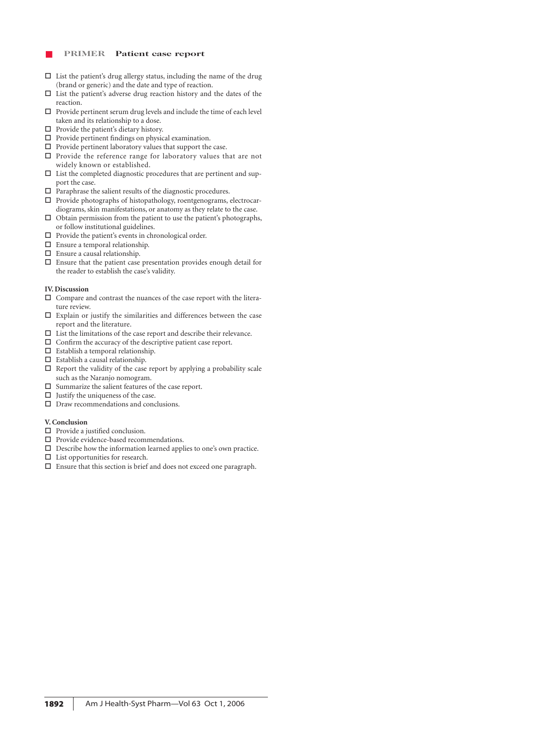- ☐ List the patient's drug allergy status, including the name of the drug (brand or generic) and the date and type of reaction.
- ☐ List the patient's adverse drug reaction history and the dates of the reaction.
- ☐ Provide pertinent serum drug levels and include the time of each level taken and its relationship to a dose.
- ☐ Provide the patient's dietary history.
- ☐ Provide pertinent findings on physical examination.
- ☐ Provide pertinent laboratory values that support the case.
- ☐ Provide the reference range for laboratory values that are not widely known or established.
- ☐ List the completed diagnostic procedures that are pertinent and support the case.
- ☐ Paraphrase the salient results of the diagnostic procedures.
- ☐ Provide photographs of histopathology, roentgenograms, electrocardiograms, skin manifestations, or anatomy as they relate to the case.
- ☐ Obtain permission from the patient to use the patient's photographs, or follow institutional guidelines.
- ☐ Provide the patient's events in chronological order.
- ☐ Ensure a temporal relationship.
- ☐ Ensure a causal relationship.
- ☐ Ensure that the patient case presentation provides enough detail for the reader to establish the case's validity.

**IV. Discussion**

- ☐ Compare and contrast the nuances of the case report with the literature review.
- ☐ Explain or justify the similarities and differences between the case report and the literature.
- ☐ List the limitations of the case report and describe their relevance.
- ☐ Confirm the accuracy of the descriptive patient case report.
- ☐ Establish a temporal relationship.
- ☐ Establish a causal relationship.
- ☐ Report the validity of the case report by applying a probability scale such as the Naranjo nomogram.
- ☐ Summarize the salient features of the case report.
- ☐ Justify the uniqueness of the case.
- ☐ Draw recommendations and conclusions.

**V. Conclusion**

- ☐ Provide a justified conclusion.
- ☐ Provide evidence-based recommendations.
- ☐ Describe how the information learned applies to one's own practice.
- ☐ List opportunities for research.
- ☐ Ensure that this section is brief and does not exceed one paragraph.